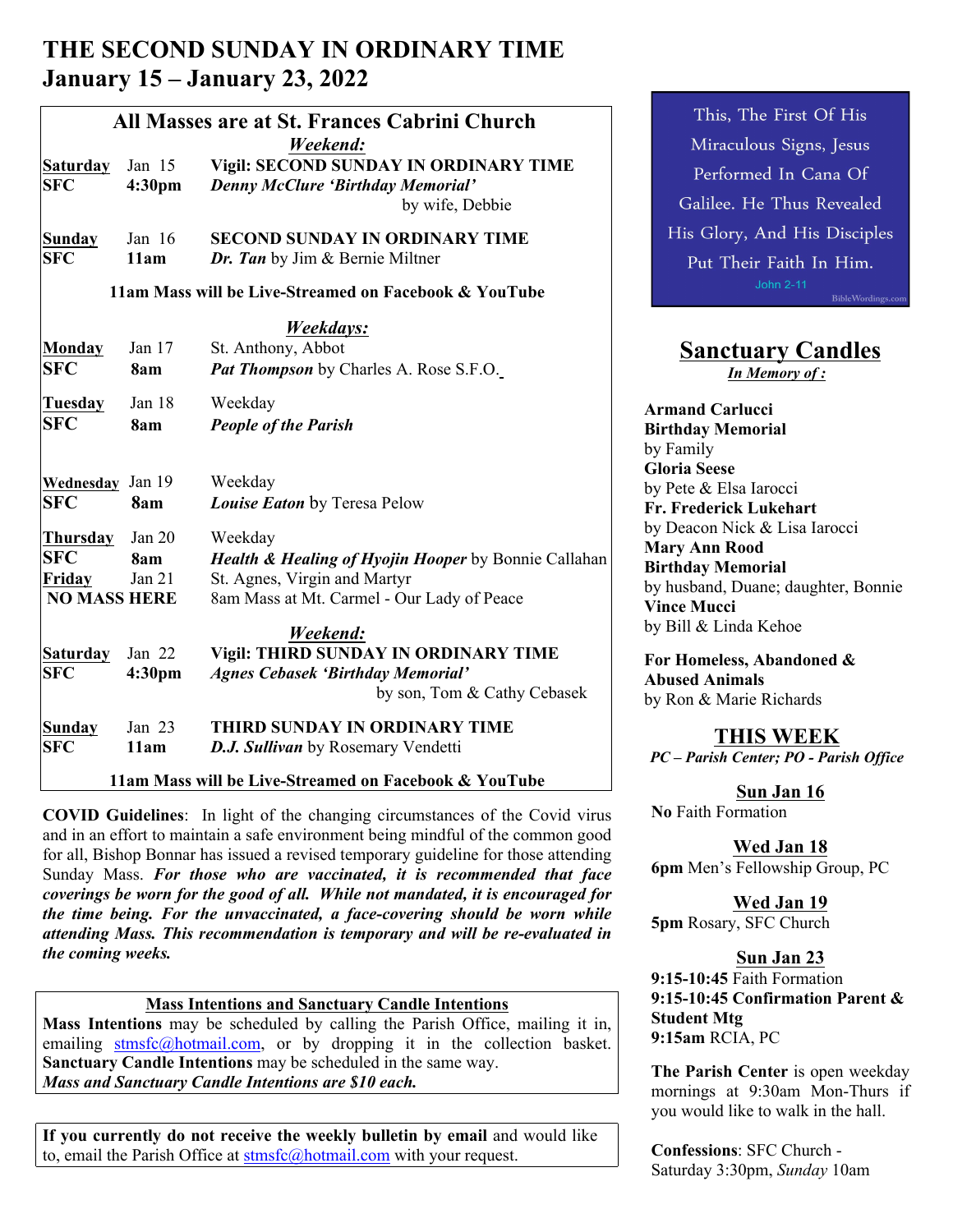# THE SECOND SUNDAY IN ORDINARY TIME
## January 15 – January 23, 2022

### All Masses are at St. Frances Cabrini Church

***Weekend:***

| | | |
|---|---|---|
| **Saturday** Jan 15 | **SFC** **4:30pm** | **Vigil: SECOND SUNDAY IN ORDINARY TIME**<br>***Denny McClure 'Birthday Memorial'*** by wife, Debbie |
| **Sunday** Jan 16 | **SFC** **11am** | **SECOND SUNDAY IN ORDINARY TIME**<br>***Dr. Tan*** by Jim & Bernie Miltner |

**11am Mass will be Live-Streamed on Facebook & YouTube**

***Weekdays:***

| | | |
|---|---|---|
| **Monday** Jan 17 | **SFC** **8am** | St. Anthony, Abbot<br>***Pat Thompson*** by Charles A. Rose S.F.O. |
| **Tuesday** Jan 18 | **SFC** **8am** | Weekday<br>***People of the Parish*** |
| **Wednesday** Jan 19 | **SFC** **8am** | Weekday<br>***Louise Eaton*** by Teresa Pelow |
| **Thursday** Jan 20 | **SFC** **8am** | Weekday<br>***Health & Healing of Hyojin Hooper*** by Bonnie Callahan |
| **Friday** Jan 21 | **NO MASS HERE** | St. Agnes, Virgin and Martyr<br>8am Mass at Mt. Carmel - Our Lady of Peace |

***Weekend:***

| | | |
|---|---|---|
| **Saturday** Jan 22 | **SFC** **4:30pm** | **Vigil: THIRD SUNDAY IN ORDINARY TIME**<br>***Agnes Cebasek 'Birthday Memorial'*** by son, Tom & Cathy Cebasek |
| **Sunday** Jan 23 | **SFC** **11am** | **THIRD SUNDAY IN ORDINARY TIME**<br>***D.J. Sullivan*** by Rosemary Vendetti |

**11am Mass will be Live-Streamed on Facebook & YouTube**

**COVID Guidelines**: In light of the changing circumstances of the Covid virus and in an effort to maintain a safe environment being mindful of the common good for all, Bishop Bonnar has issued a revised temporary guideline for those attending Sunday Mass. ***For those who are vaccinated, it is recommended that face coverings be worn for the good of all. While not mandated, it is encouraged for the time being. For the unvaccinated, a face-covering should be worn while attending Mass. This recommendation is temporary and will be re-evaluated in the coming weeks.***

**Mass Intentions and Sanctuary Candle Intentions**

**Mass Intentions** may be scheduled by calling the Parish Office, mailing it in, emailing stmsfc@hotmail.com, or by dropping it in the collection basket. **Sanctuary Candle Intentions** may be scheduled in the same way.
***Mass and Sanctuary Candle Intentions are $10 each.***

**If you currently do not receive the weekly bulletin by email** and would like to, email the Parish Office at stmsfc@hotmail.com with your request.

This, The First Of His Miraculous Signs, Jesus Performed In Cana Of Galilee. He Thus Revealed His Glory, And His Disciples Put Their Faith In Him.
John 2-11

## Sanctuary Candles

***In Memory of :***

**Armand Carlucci**
**Birthday Memorial**
by Family
**Gloria Seese**
by Pete & Elsa Iarocci
**Fr. Frederick Lukehart**
by Deacon Nick & Lisa Iarocci
**Mary Ann Rood**
**Birthday Memorial**
by husband, Duane; daughter, Bonnie
**Vince Mucci**
by Bill & Linda Kehoe

**For Homeless, Abandoned & Abused Animals**
by Ron & Marie Richards

## THIS WEEK

***PC – Parish Center; PO - Parish Office***

**Sun Jan 16**
**No** Faith Formation

**Wed Jan 18**
**6pm** Men's Fellowship Group, PC

**Wed Jan 19**
**5pm** Rosary, SFC Church

**Sun Jan 23**
**9:15-10:45** Faith Formation
**9:15-10:45 Confirmation Parent & Student Mtg**
**9:15am** RCIA, PC

**The Parish Center** is open weekday mornings at 9:30am Mon-Thurs if you would like to walk in the hall.

**Confessions**: SFC Church - Saturday 3:30pm, *Sunday* 10am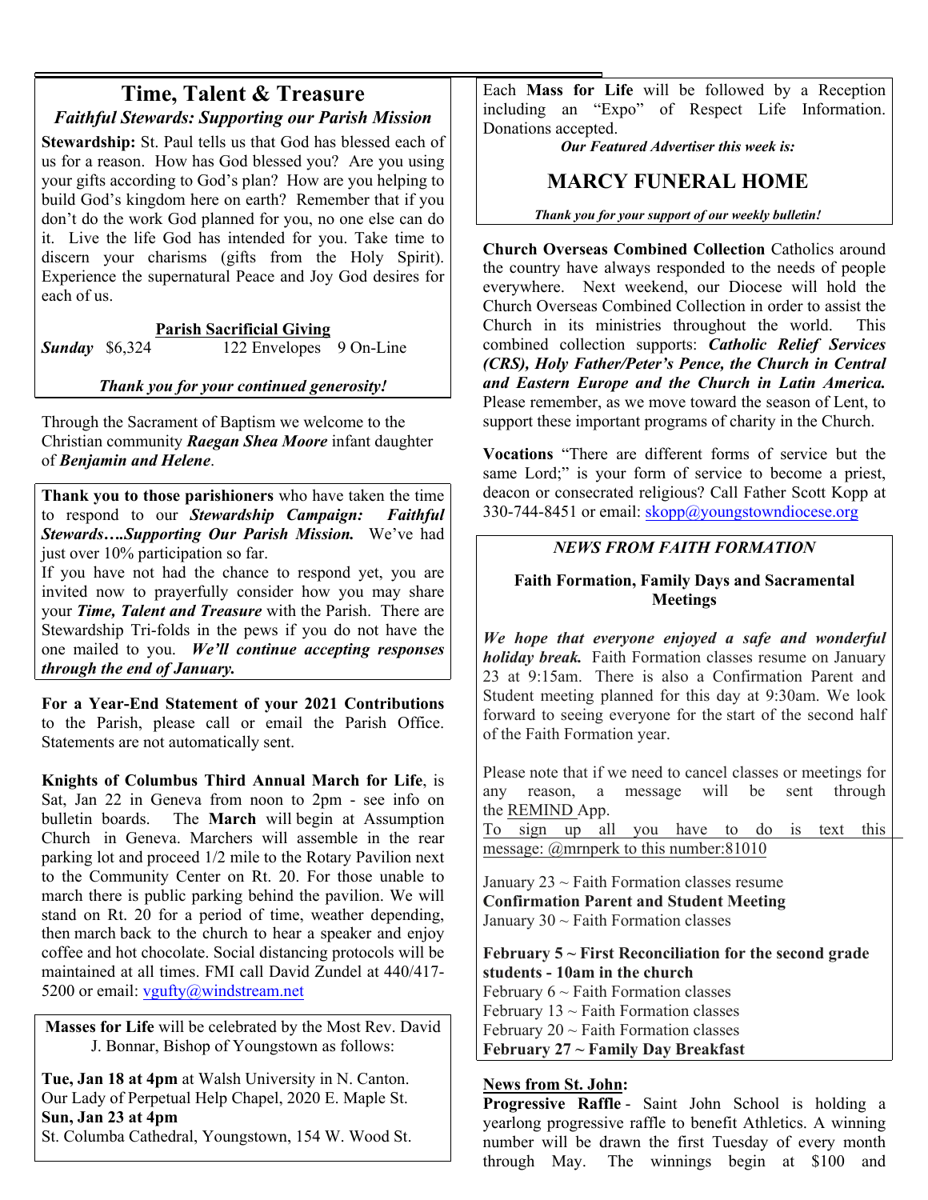## Time, Talent & Treasure

### *Faithful Stewards: Supporting our Parish Mission*

**Stewardship:** St. Paul tells us that God has blessed each of us for a reason. How has God blessed you? Are you using your gifts according to God's plan? How are you helping to build God's kingdom here on earth? Remember that if you don't do the work God planned for you, no one else can do it. Live the life God has intended for you. Take time to discern your charisms (gifts from the Holy Spirit). Experience the supernatural Peace and Joy God desires for each of us.

**Parish Sacrificial Giving**

***Sunday*** $6,324 122 Envelopes 9 On-Line

***Thank you for your continued generosity!***

Through the Sacrament of Baptism we welcome to the Christian community ***Raegan Shea Moore*** infant daughter of ***Benjamin and Helene***.

**Thank you to those parishioners** who have taken the time to respond to our ***Stewardship Campaign: Faithful Stewards….Supporting Our Parish Mission.*** We've had just over 10% participation so far.
If you have not had the chance to respond yet, you are invited now to prayerfully consider how you may share your ***Time, Talent and Treasure*** with the Parish. There are Stewardship Tri-folds in the pews if you do not have the one mailed to you. ***We'll continue accepting responses through the end of January.***

**For a Year-End Statement of your 2021 Contributions** to the Parish, please call or email the Parish Office. Statements are not automatically sent.

**Knights of Columbus Third Annual March for Life**, is Sat, Jan 22 in Geneva from noon to 2pm - see info on bulletin boards. The **March** will begin at Assumption Church in Geneva. Marchers will assemble in the rear parking lot and proceed 1/2 mile to the Rotary Pavilion next to the Community Center on Rt. 20. For those unable to march there is public parking behind the pavilion. We will stand on Rt. 20 for a period of time, weather depending, then march back to the church to hear a speaker and enjoy coffee and hot chocolate. Social distancing protocols will be maintained at all times. FMI call David Zundel at 440/417-5200 or email: vgufty@windstream.net

**Masses for Life** will be celebrated by the Most Rev. David J. Bonnar, Bishop of Youngstown as follows:

**Tue, Jan 18 at 4pm** at Walsh University in N. Canton. Our Lady of Perpetual Help Chapel, 2020 E. Maple St.
**Sun, Jan 23 at 4pm**
St. Columba Cathedral, Youngstown, 154 W. Wood St.

Each **Mass for Life** will be followed by a Reception including an "Expo" of Respect Life Information. Donations accepted.

***Our Featured Advertiser this week is:***

## MARCY FUNERAL HOME

***Thank you for your support of our weekly bulletin!***

**Church Overseas Combined Collection** Catholics around the country have always responded to the needs of people everywhere. Next weekend, our Diocese will hold the Church Overseas Combined Collection in order to assist the Church in its ministries throughout the world. This combined collection supports: ***Catholic Relief Services (CRS), Holy Father/Peter's Pence, the Church in Central and Eastern Europe and the Church in Latin America.*** Please remember, as we move toward the season of Lent, to support these important programs of charity in the Church.

**Vocations** "There are different forms of service but the same Lord;" is your form of service to become a priest, deacon or consecrated religious? Call Father Scott Kopp at 330-744-8451 or email: skopp@youngstowndiocese.org

### *NEWS FROM FAITH FORMATION*

**Faith Formation, Family Days and Sacramental Meetings**

***We hope that everyone enjoyed a safe and wonderful holiday break.*** Faith Formation classes resume on January 23 at 9:15am. There is also a Confirmation Parent and Student meeting planned for this day at 9:30am. We look forward to seeing everyone for the start of the second half of the Faith Formation year.

Please note that if we need to cancel classes or meetings for any reason, a message will be sent through the REMIND App.
To sign up all you have to do is text this message: @mrnperk to this number:81010

January 23 ~ Faith Formation classes resume
**Confirmation Parent and Student Meeting**
January 30 ~ Faith Formation classes

**February 5 ~ First Reconciliation for the second grade students - 10am in the church**
February 6 ~ Faith Formation classes
February 13 ~ Faith Formation classes
February 20 ~ Faith Formation classes
**February 27 ~ Family Day Breakfast**

**News from St. John:**

**Progressive Raffle** - Saint John School is holding a yearlong progressive raffle to benefit Athletics. A winning number will be drawn the first Tuesday of every month through May. The winnings begin at $100 and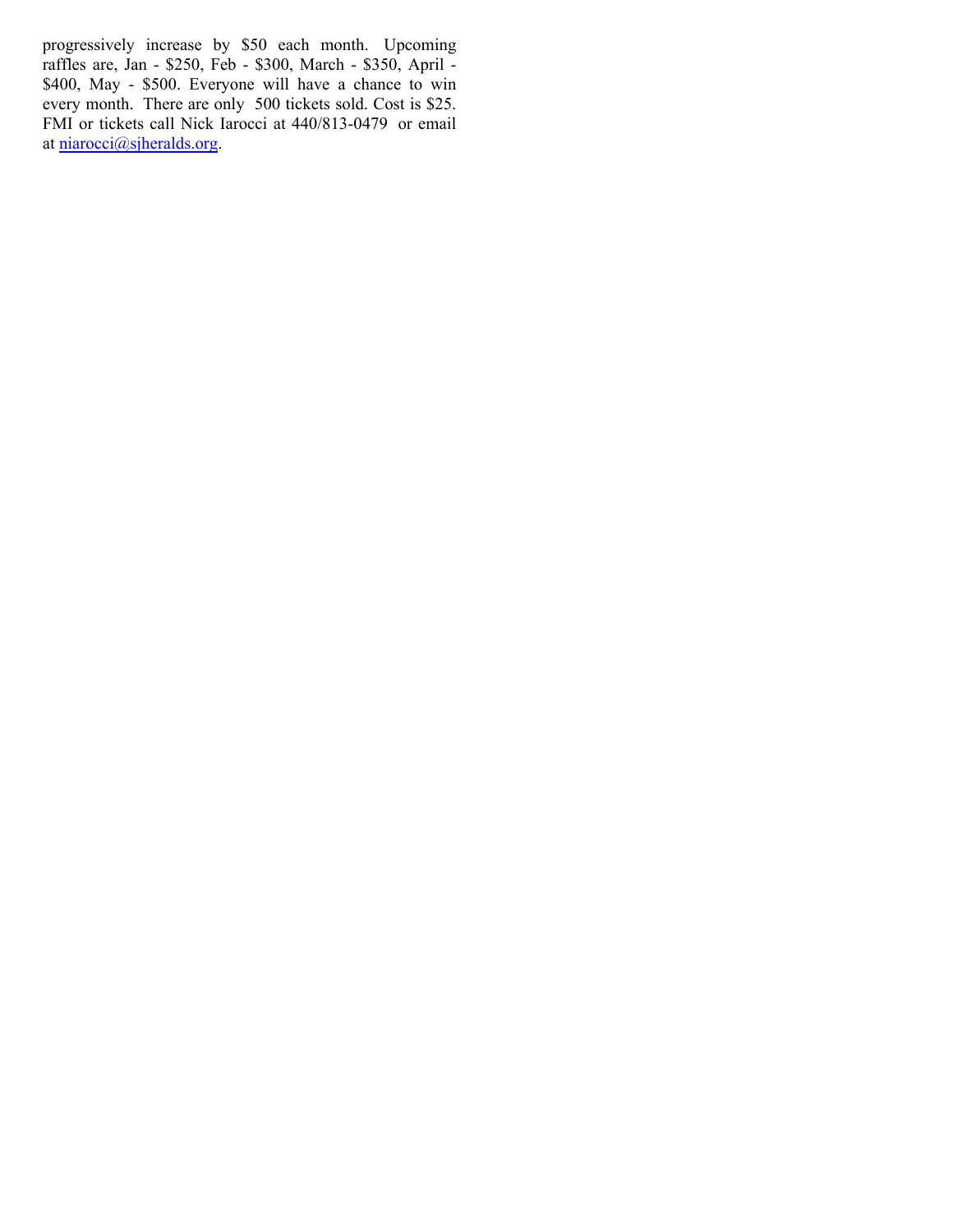progressively increase by $50 each month. Upcoming raffles are, Jan - $250, Feb - $300, March - $350, April - $400, May - $500. Everyone will have a chance to win every month. There are only 500 tickets sold. Cost is $25. FMI or tickets call Nick Iarocci at 440/813-0479 or email at niarocci@sjheralds.org.